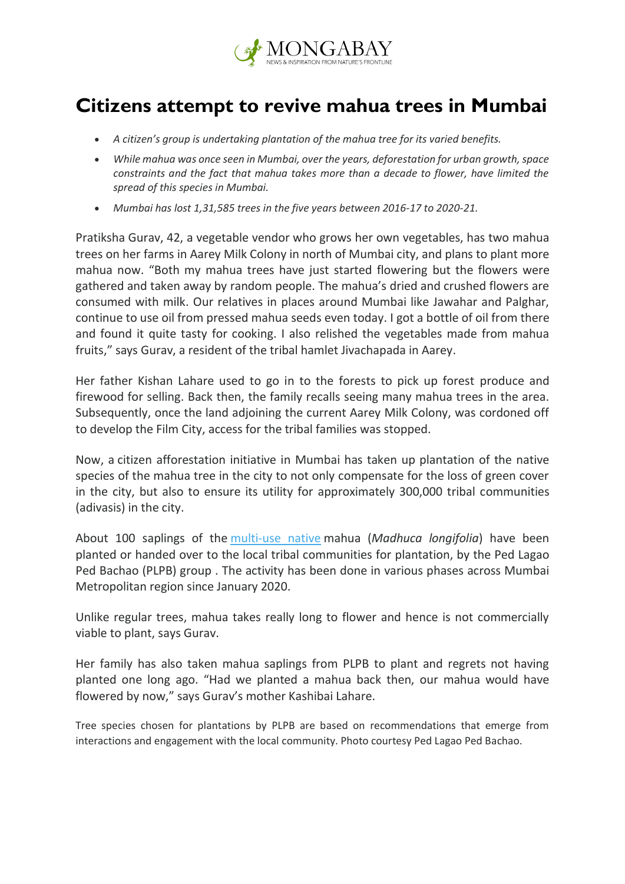# Citizens attempt to revive mahua trees in Mumbai

- *A citizen's group is undertaking plantation of the mahua tree for its varied benefits.*
- *While mahua was once seen in Mumbai, over the years, deforestation for urban growth, space constraints and the fact that mahua takes more than a decade to flower, have limited the spread of this species in Mumbai.*
- *Mumbai has lost 1,31,585 trees in the five years between 2016-17 to 2020-21.*

Pratiksha Gurav, 42, a vegetable vendor who grows her own vegetables, has two mahua trees on her farms in Aarey Milk Colony in north of Mumbai city, and plans to plant more mahua now. "Both my mahua trees have just started flowering but the flowers were gathered and taken away by random people. The mahua's dried and crushed flowers are consumed with milk. Our relatives in places around Mumbai like Jawahar and Palghar, continue to use oil from pressed mahua seeds even today. I got a bottle of oil from there and found it quite tasty for cooking. I also relished the vegetables made from mahua fruits," says Gurav, a resident of the tribal hamlet Jivachapada in Aarey.

Her father Kishan Lahare used to go in to the forests to pick up forest produce and firewood for selling. Back then, the family recalls seeing many mahua trees in the area. Subsequently, once the land adjoining the current Aarey Milk Colony, was cordoned off to develop the Film City, access for the tribal families was stopped.

Now, a citizen afforestation initiative in Mumbai has taken up plantation of the native species of the mahua tree in the city to not only compensate for the loss of green cover in the city, but also to ensure its utility for approximately 300,000 tribal communities (adivasis) in the city.

About 100 saplings of the multi-use native mahua (*Madhuca longifolia*) have been planted or handed over to the local tribal communities for plantation, by the Ped Lagao Ped Bachao (PLPB) group . The activity has been done in various phases across Mumbai Metropolitan region since January 2020.

Unlike regular trees, mahua takes really long to flower and hence is not commercially viable to plant, says Gurav.

Her family has also taken mahua saplings from PLPB to plant and regrets not having planted one long ago. "Had we planted a mahua back then, our mahua would have flowered by now," says Gurav's mother Kashibai Lahare.

Tree species chosen for plantations by PLPB are based on recommendations that emerge from interactions and engagement with the local community. Photo courtesy Ped Lagao Ped Bachao.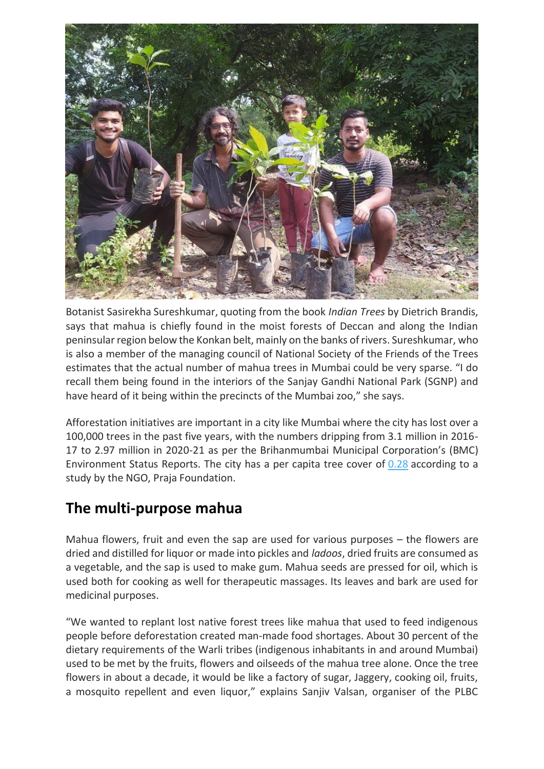Botanist Sasirekha Sureshkumar, quoting from the book *Indian Trees* by Dietrich Brandis, says that mahua is chiefly found in the moist forests of Deccan and along the Indian peninsular region below the Konkan belt, mainly on the banks of rivers. Sureshkumar, who is also a member of the managing council of National Society of the Friends of the Trees estimates that the actual number of mahua trees in Mumbai could be very sparse. "I do recall them being found in the interiors of the Sanjay Gandhi National Park (SGNP) and have heard of it being within the precincts of the Mumbai zoo," she says.

Afforestation initiatives are important in a city like Mumbai where the city has lost over a 100,000 trees in the past five years, with the numbers dripping from 3.1 million in 2016-17 to 2.97 million in 2020-21 as per the Brihanmumbai Municipal Corporation's (BMC) Environment Status Reports. The city has a per capita tree cover of 0.28 according to a study by the NGO, Praja Foundation.

## The multi-purpose mahua

Mahua flowers, fruit and even the sap are used for various purposes – the flowers are dried and distilled for liquor or made into pickles and *ladoos*, dried fruits are consumed as a vegetable, and the sap is used to make gum. Mahua seeds are pressed for oil, which is used both for cooking as well for therapeutic massages. Its leaves and bark are used for medicinal purposes.

"We wanted to replant lost native forest trees like mahua that used to feed indigenous people before deforestation created man-made food shortages. About 30 percent of the dietary requirements of the Warli tribes (indigenous inhabitants in and around Mumbai) used to be met by the fruits, flowers and oilseeds of the mahua tree alone. Once the tree flowers in about a decade, it would be like a factory of sugar, Jaggery, cooking oil, fruits, a mosquito repellent and even liquor," explains Sanjiv Valsan, organiser of the PLBC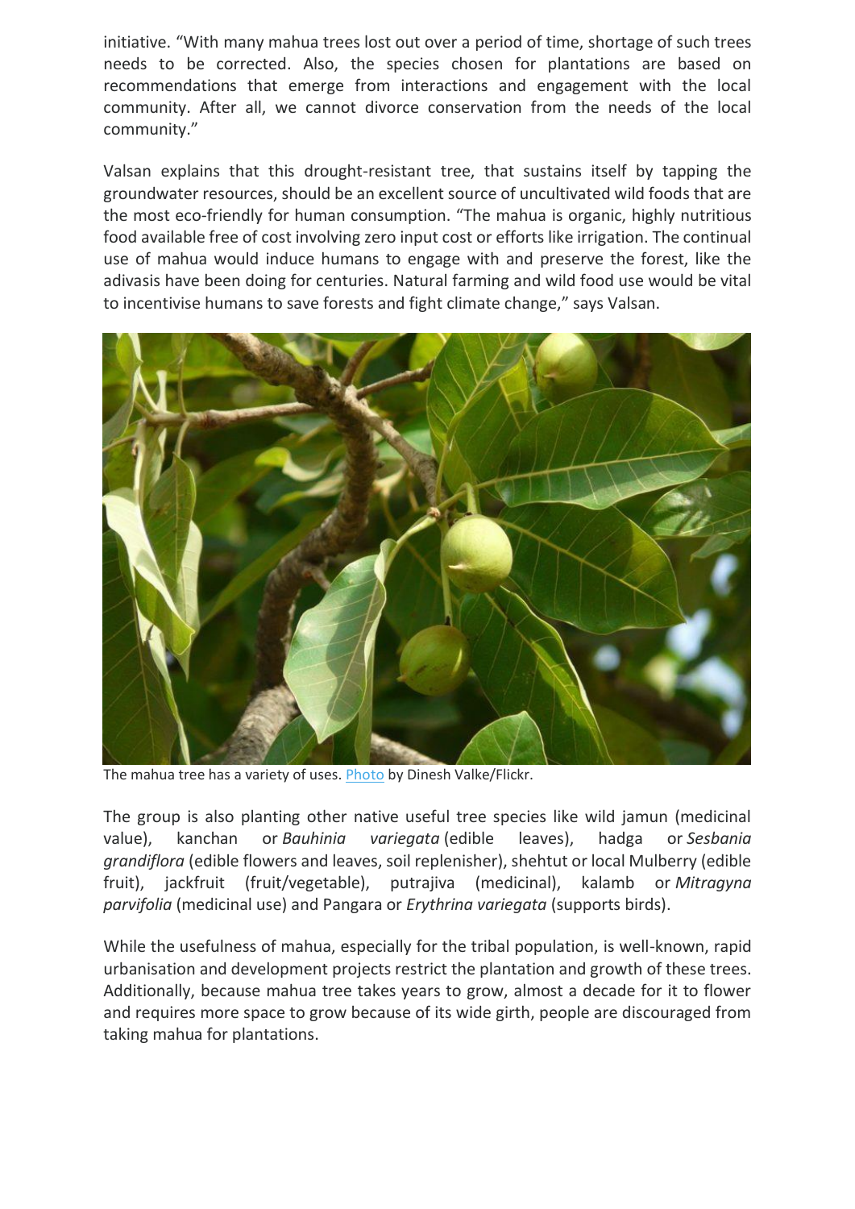initiative. "With many mahua trees lost out over a period of time, shortage of such trees needs to be corrected. Also, the species chosen for plantations are based on recommendations that emerge from interactions and engagement with the local community. After all, we cannot divorce conservation from the needs of the local community."

Valsan explains that this drought-resistant tree, that sustains itself by tapping the groundwater resources, should be an excellent source of uncultivated wild foods that are the most eco-friendly for human consumption. "The mahua is organic, highly nutritious food available free of cost involving zero input cost or efforts like irrigation. The continual use of mahua would induce humans to engage with and preserve the forest, like the adivasis have been doing for centuries. Natural farming and wild food use would be vital to incentivise humans to save forests and fight climate change," says Valsan.

The mahua tree has a variety of uses. Photo by Dinesh Valke/Flickr.

The group is also planting other native useful tree species like wild jamun (medicinal value), kanchan or *Bauhinia variegata* (edible leaves), hadga or *Sesbania grandiflora* (edible flowers and leaves, soil replenisher), shehtut or local Mulberry (edible fruit), jackfruit (fruit/vegetable), putrajiva (medicinal), kalamb or *Mitragyna parvifolia* (medicinal use) and Pangara or *Erythrina variegata* (supports birds).

While the usefulness of mahua, especially for the tribal population, is well-known, rapid urbanisation and development projects restrict the plantation and growth of these trees. Additionally, because mahua tree takes years to grow, almost a decade for it to flower and requires more space to grow because of its wide girth, people are discouraged from taking mahua for plantations.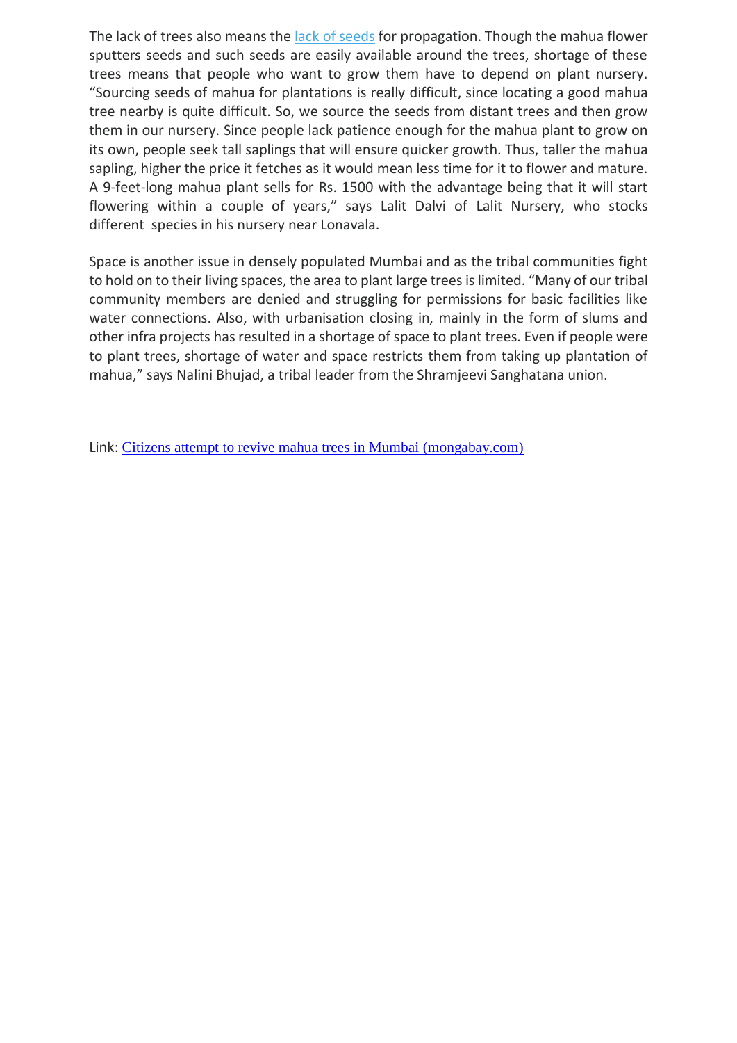The lack of trees also means the [lack of seeds](#) for propagation. Though the mahua flower sputters seeds and such seeds are easily available around the trees, shortage of these trees means that people who want to grow them have to depend on plant nursery. “Sourcing seeds of mahua for plantations is really difficult, since locating a good mahua tree nearby is quite difficult. So, we source the seeds from distant trees and then grow them in our nursery. Since people lack patience enough for the mahua plant to grow on its own, people seek tall saplings that will ensure quicker growth. Thus, taller the mahua sapling, higher the price it fetches as it would mean less time for it to flower and mature. A 9-feet-long mahua plant sells for Rs. 1500 with the advantage being that it will start flowering within a couple of years,” says Lalit Dalvi of Lalit Nursery, who stocks different species in his nursery near Lonavala.

Space is another issue in densely populated Mumbai and as the tribal communities fight to hold on to their living spaces, the area to plant large trees is limited. “Many of our tribal community members are denied and struggling for permissions for basic facilities like water connections. Also, with urbanisation closing in, mainly in the form of slums and other infra projects has resulted in a shortage of space to plant trees. Even if people were to plant trees, shortage of water and space restricts them from taking up plantation of mahua,” says Nalini Bhujad, a tribal leader from the Shramjeevi Sanghatana union.

Link: [Citizens attempt to revive mahua trees in Mumbai (mongabay.com)](#)